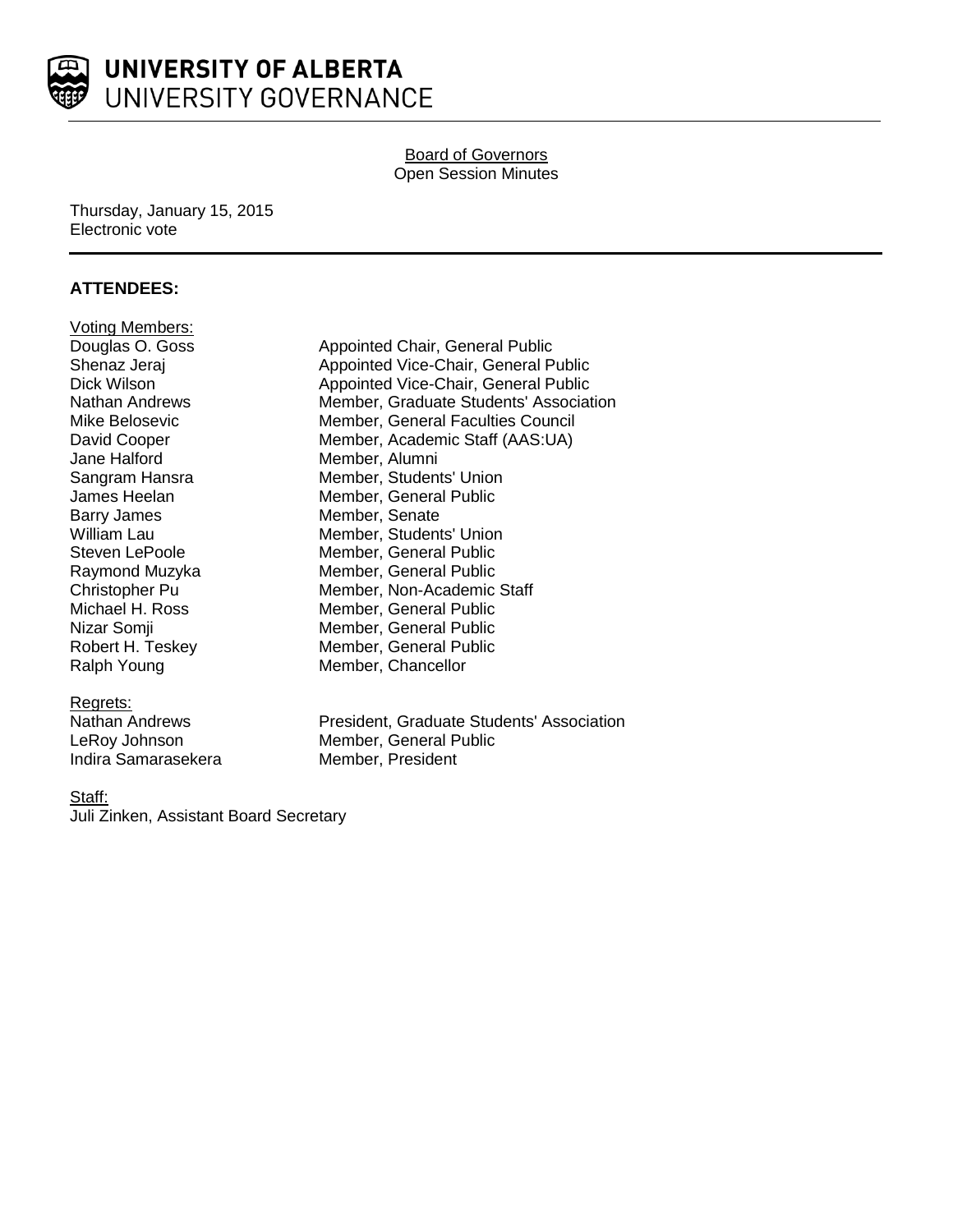# UNIVERSITY OF ALBERTA
UNIVERSITY GOVERNANCE

Board of Governors
Open Session Minutes

Thursday, January 15, 2015
Electronic vote

## ATTENDEES:

Voting Members:

| | |
|---|---|
| Douglas O. Goss | Appointed Chair, General Public |
| Shenaz Jeraj | Appointed Vice-Chair, General Public |
| Dick Wilson | Appointed Vice-Chair, General Public |
| Nathan Andrews | Member, Graduate Students' Association |
| Mike Belosevic | Member, General Faculties Council |
| David Cooper | Member, Academic Staff (AAS:UA) |
| Jane Halford | Member, Alumni |
| Sangram Hansra | Member, Students' Union |
| James Heelan | Member, General Public |
| Barry James | Member, Senate |
| William Lau | Member, Students' Union |
| Steven LePoole | Member, General Public |
| Raymond Muzyka | Member, General Public |
| Christopher Pu | Member, Non-Academic Staff |
| Michael H. Ross | Member, General Public |
| Nizar Somji | Member, General Public |
| Robert H. Teskey | Member, General Public |
| Ralph Young | Member, Chancellor |

Regrets:

| | |
|---|---|
| Nathan Andrews | President, Graduate Students' Association |
| LeRoy Johnson | Member, General Public |
| Indira Samarasekera | Member, President |

Staff:
Juli Zinken, Assistant Board Secretary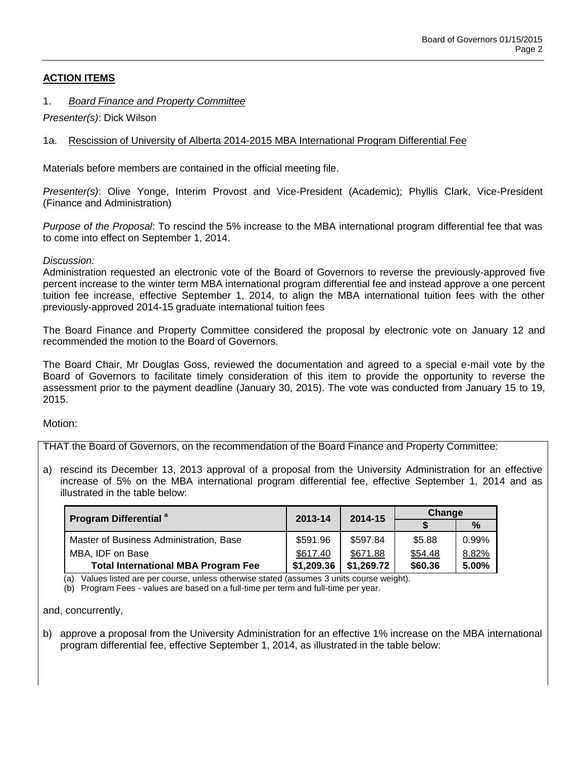## ACTION ITEMS

1. *Board Finance and Property Committee*

*Presenter(s)*: Dick Wilson

1a. Rescission of University of Alberta 2014-2015 MBA International Program Differential Fee

Materials before members are contained in the official meeting file.

*Presenter(s)*: Olive Yonge, Interim Provost and Vice-President (Academic); Phyllis Clark, Vice-President (Finance and Administration)

*Purpose of the Proposal*: To rescind the 5% increase to the MBA international program differential fee that was to come into effect on September 1, 2014.

*Discussion:*
Administration requested an electronic vote of the Board of Governors to reverse the previously-approved five percent increase to the winter term MBA international program differential fee and instead approve a one percent tuition fee increase, effective September 1, 2014, to align the MBA international tuition fees with the other previously-approved 2014-15 graduate international tuition fees

The Board Finance and Property Committee considered the proposal by electronic vote on January 12 and recommended the motion to the Board of Governors.

The Board Chair, Mr Douglas Goss, reviewed the documentation and agreed to a special e-mail vote by the Board of Governors to facilitate timely consideration of this item to provide the opportunity to reverse the assessment prior to the payment deadline (January 30, 2015). The vote was conducted from January 15 to 19, 2015.

Motion:

THAT the Board of Governors, on the recommendation of the Board Finance and Property Committee:

a) rescind its December 13, 2013 approval of a proposal from the University Administration for an effective increase of 5% on the MBA international program differential fee, effective September 1, 2014 and as illustrated in the table below:

| Program Differential [a] | 2013-14 | 2014-15 | Change | |
|---|---|---|---|---|
| | | | $ | % |
| Master of Business Administration, Base | $591.96 | $597.84 | $5.88 | 0.99% |
| MBA, IDF on Base | $617.40 | $671.88 | $54.48 | 8.82% |
| **Total International MBA Program Fee** | **$1,209.36** | **$1,269.72** | **$60.36** | **5.00%** |

(a) Values listed are per course, unless otherwise stated (assumes 3 units course weight).
(b) Program Fees - values are based on a full-time per term and full-time per year.

and, concurrently,

b) approve a proposal from the University Administration for an effective 1% increase on the MBA international program differential fee, effective September 1, 2014, as illustrated in the table below: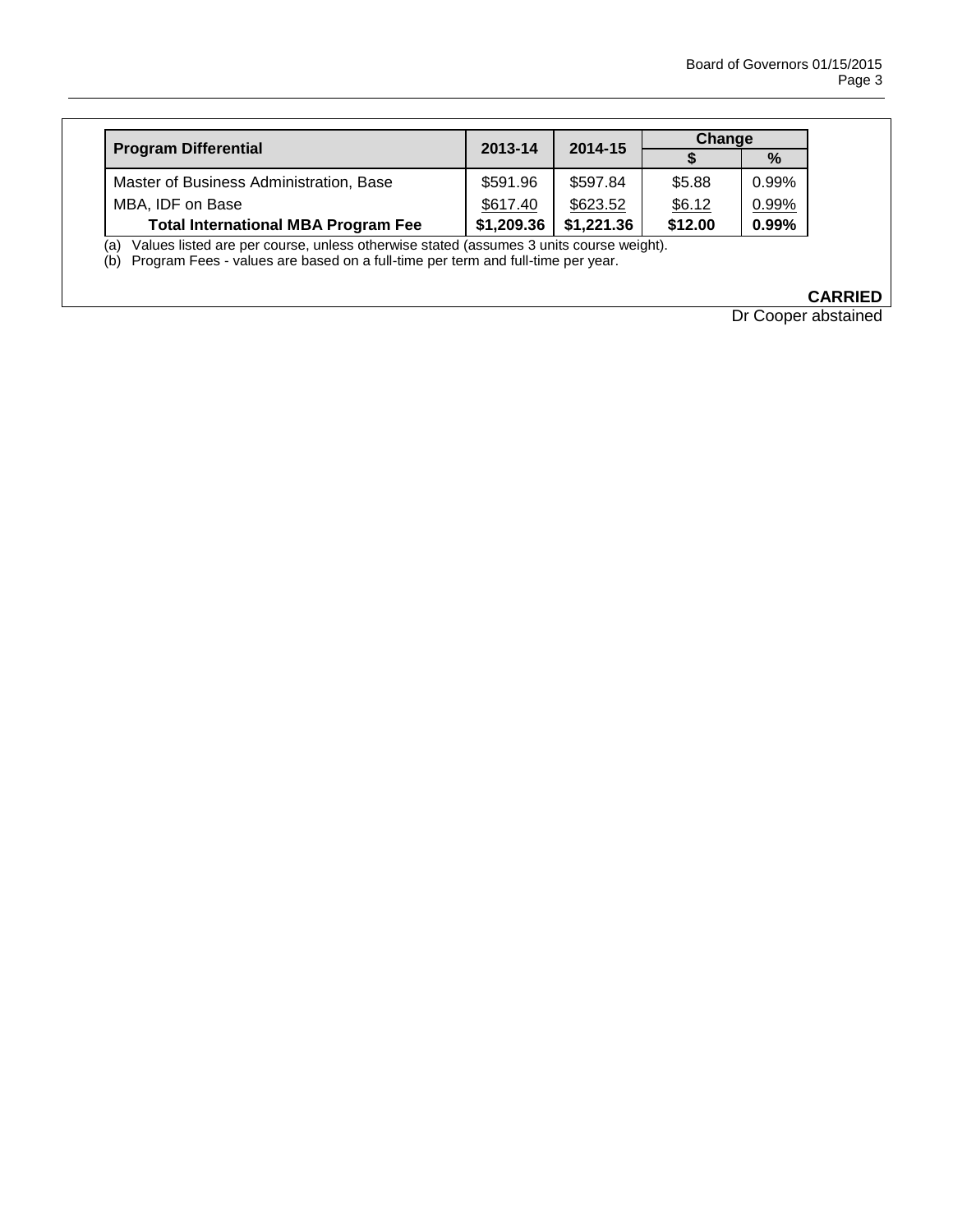| Program Differential | 2013-14 | 2014-15 | Change | |
|---|---|---|---|---|
| | | | $ | % |
| Master of Business Administration, Base | $591.96 | $597.84 | $5.88 | 0.99% |
| MBA, IDF on Base | $617.40 | $623.52 | $6.12 | 0.99% |
| **Total International MBA Program Fee** | **$1,209.36** | **$1,221.36** | **$12.00** | **0.99%** |

(a) Values listed are per course, unless otherwise stated (assumes 3 units course weight).
(b) Program Fees - values are based on a full-time per term and full-time per year.

**CARRIED**

Dr Cooper abstained